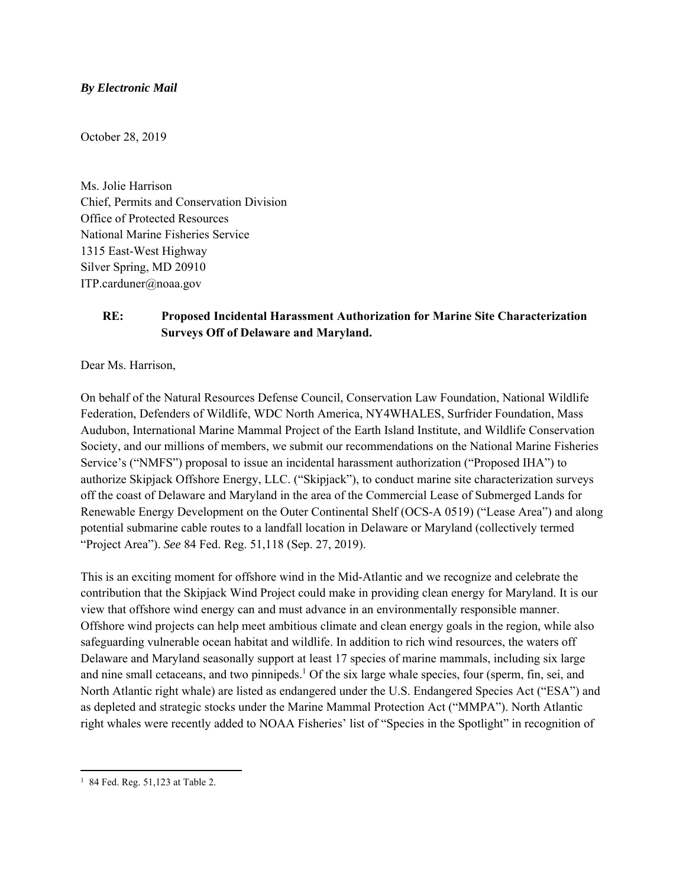***By Electronic Mail***

October 28, 2019

Ms. Jolie Harrison
Chief, Permits and Conservation Division
Office of Protected Resources
National Marine Fisheries Service
1315 East-West Highway
Silver Spring, MD 20910
ITP.carduner@noaa.gov

**RE: Proposed Incidental Harassment Authorization for Marine Site Characterization Surveys Off of Delaware and Maryland.**

Dear Ms. Harrison,

On behalf of the Natural Resources Defense Council, Conservation Law Foundation, National Wildlife Federation, Defenders of Wildlife, WDC North America, NY4WHALES, Surfrider Foundation, Mass Audubon, International Marine Mammal Project of the Earth Island Institute, and Wildlife Conservation Society, and our millions of members, we submit our recommendations on the National Marine Fisheries Service's ("NMFS") proposal to issue an incidental harassment authorization ("Proposed IHA") to authorize Skipjack Offshore Energy, LLC. ("Skipjack"), to conduct marine site characterization surveys off the coast of Delaware and Maryland in the area of the Commercial Lease of Submerged Lands for Renewable Energy Development on the Outer Continental Shelf (OCS-A 0519) ("Lease Area") and along potential submarine cable routes to a landfall location in Delaware or Maryland (collectively termed "Project Area"). *See* 84 Fed. Reg. 51,118 (Sep. 27, 2019).

This is an exciting moment for offshore wind in the Mid-Atlantic and we recognize and celebrate the contribution that the Skipjack Wind Project could make in providing clean energy for Maryland. It is our view that offshore wind energy can and must advance in an environmentally responsible manner. Offshore wind projects can help meet ambitious climate and clean energy goals in the region, while also safeguarding vulnerable ocean habitat and wildlife. In addition to rich wind resources, the waters off Delaware and Maryland seasonally support at least 17 species of marine mammals, including six large and nine small cetaceans, and two pinnipeds.[1] Of the six large whale species, four (sperm, fin, sei, and North Atlantic right whale) are listed as endangered under the U.S. Endangered Species Act ("ESA") and as depleted and strategic stocks under the Marine Mammal Protection Act ("MMPA"). North Atlantic right whales were recently added to NOAA Fisheries' list of "Species in the Spotlight" in recognition of

[1] 84 Fed. Reg. 51,123 at Table 2.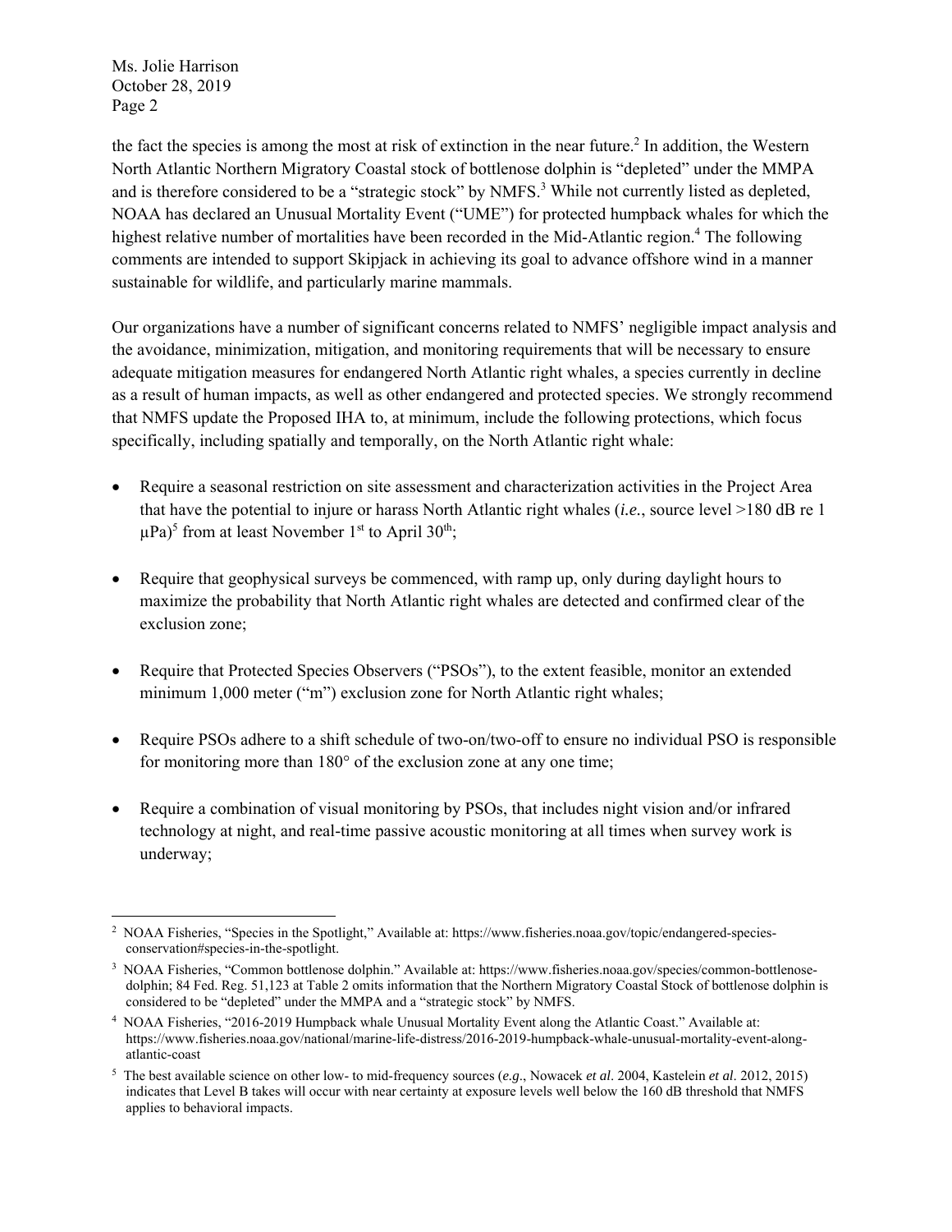the fact the species is among the most at risk of extinction in the near future.[2] In addition, the Western North Atlantic Northern Migratory Coastal stock of bottlenose dolphin is "depleted" under the MMPA and is therefore considered to be a "strategic stock" by NMFS.[3] While not currently listed as depleted, NOAA has declared an Unusual Mortality Event ("UME") for protected humpback whales for which the highest relative number of mortalities have been recorded in the Mid-Atlantic region.[4] The following comments are intended to support Skipjack in achieving its goal to advance offshore wind in a manner sustainable for wildlife, and particularly marine mammals.

Our organizations have a number of significant concerns related to NMFS' negligible impact analysis and the avoidance, minimization, mitigation, and monitoring requirements that will be necessary to ensure adequate mitigation measures for endangered North Atlantic right whales, a species currently in decline as a result of human impacts, as well as other endangered and protected species. We strongly recommend that NMFS update the Proposed IHA to, at minimum, include the following protections, which focus specifically, including spatially and temporally, on the North Atlantic right whale:

- Require a seasonal restriction on site assessment and characterization activities in the Project Area that have the potential to injure or harass North Atlantic right whales (*i.e.*, source level >180 dB re 1 µPa)[5] from at least November 1st to April 30th;
- Require that geophysical surveys be commenced, with ramp up, only during daylight hours to maximize the probability that North Atlantic right whales are detected and confirmed clear of the exclusion zone;
- Require that Protected Species Observers ("PSOs"), to the extent feasible, monitor an extended minimum 1,000 meter ("m") exclusion zone for North Atlantic right whales;
- Require PSOs adhere to a shift schedule of two-on/two-off to ensure no individual PSO is responsible for monitoring more than 180° of the exclusion zone at any one time;
- Require a combination of visual monitoring by PSOs, that includes night vision and/or infrared technology at night, and real-time passive acoustic monitoring at all times when survey work is underway;

---

[2] NOAA Fisheries, "Species in the Spotlight," Available at: https://www.fisheries.noaa.gov/topic/endangered-species-conservation#species-in-the-spotlight.

[3] NOAA Fisheries, "Common bottlenose dolphin." Available at: https://www.fisheries.noaa.gov/species/common-bottlenose-dolphin; 84 Fed. Reg. 51,123 at Table 2 omits information that the Northern Migratory Coastal Stock of bottlenose dolphin is considered to be "depleted" under the MMPA and a "strategic stock" by NMFS.

[4] NOAA Fisheries, "2016-2019 Humpback whale Unusual Mortality Event along the Atlantic Coast." Available at: https://www.fisheries.noaa.gov/national/marine-life-distress/2016-2019-humpback-whale-unusual-mortality-event-along-atlantic-coast

[5] The best available science on other low- to mid-frequency sources (*e.g.*, Nowacek *et al*. 2004, Kastelein *et al*. 2012, 2015) indicates that Level B takes will occur with near certainty at exposure levels well below the 160 dB threshold that NMFS applies to behavioral impacts.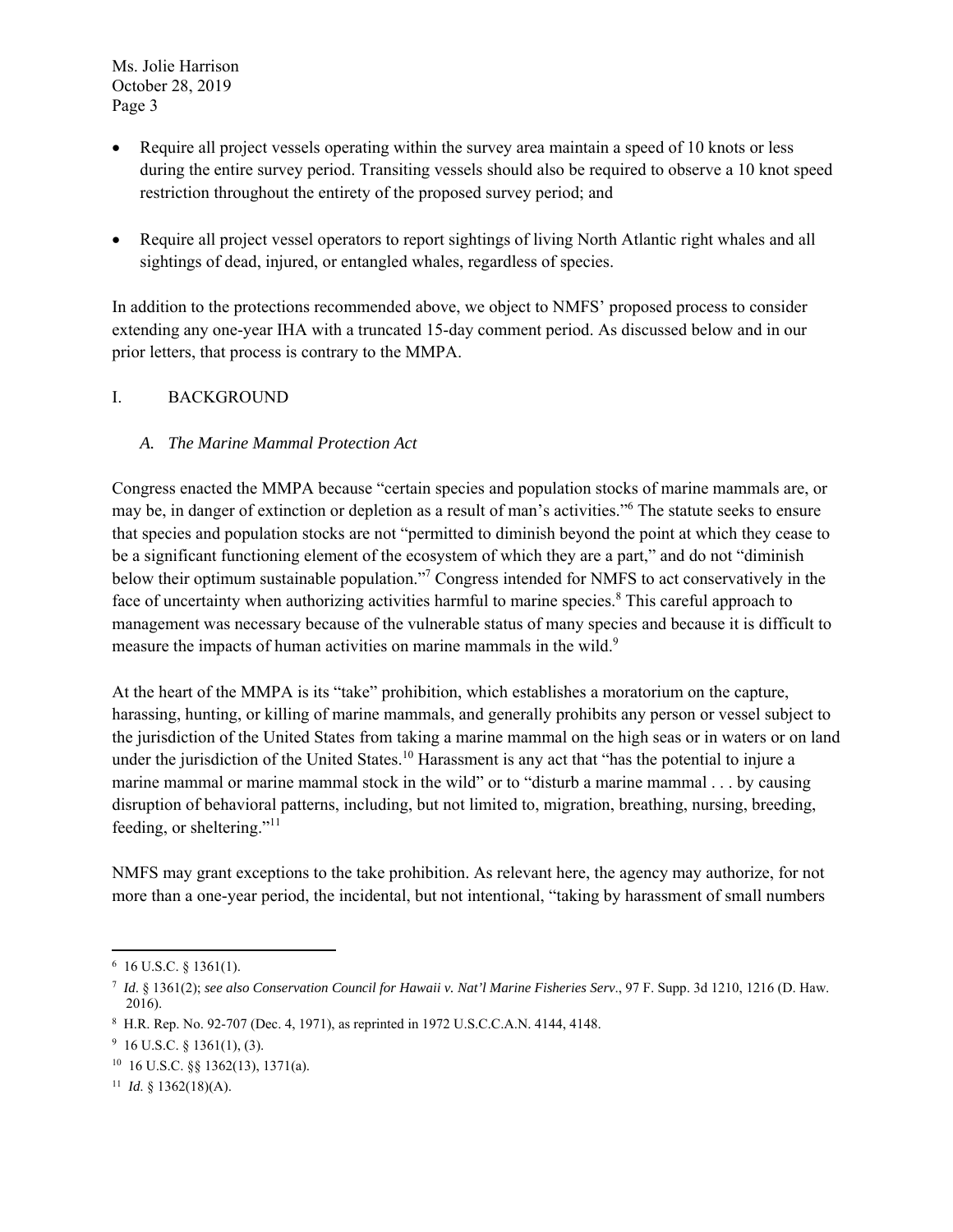- Require all project vessels operating within the survey area maintain a speed of 10 knots or less during the entire survey period. Transiting vessels should also be required to observe a 10 knot speed restriction throughout the entirety of the proposed survey period; and

- Require all project vessel operators to report sightings of living North Atlantic right whales and all sightings of dead, injured, or entangled whales, regardless of species.

In addition to the protections recommended above, we object to NMFS' proposed process to consider extending any one-year IHA with a truncated 15-day comment period. As discussed below and in our prior letters, that process is contrary to the MMPA.

## I. BACKGROUND

### *A. The Marine Mammal Protection Act*

Congress enacted the MMPA because "certain species and population stocks of marine mammals are, or may be, in danger of extinction or depletion as a result of man's activities."[6] The statute seeks to ensure that species and population stocks are not "permitted to diminish beyond the point at which they cease to be a significant functioning element of the ecosystem of which they are a part," and do not "diminish below their optimum sustainable population."[7] Congress intended for NMFS to act conservatively in the face of uncertainty when authorizing activities harmful to marine species.[8] This careful approach to management was necessary because of the vulnerable status of many species and because it is difficult to measure the impacts of human activities on marine mammals in the wild.[9]

At the heart of the MMPA is its "take" prohibition, which establishes a moratorium on the capture, harassing, hunting, or killing of marine mammals, and generally prohibits any person or vessel subject to the jurisdiction of the United States from taking a marine mammal on the high seas or in waters or on land under the jurisdiction of the United States.[10] Harassment is any act that "has the potential to injure a marine mammal or marine mammal stock in the wild" or to "disturb a marine mammal . . . by causing disruption of behavioral patterns, including, but not limited to, migration, breathing, nursing, breeding, feeding, or sheltering."[11]

NMFS may grant exceptions to the take prohibition. As relevant here, the agency may authorize, for not more than a one-year period, the incidental, but not intentional, "taking by harassment of small numbers

---

[6] 16 U.S.C. § 1361(1).

[7] *Id*. § 1361(2); *see also Conservation Council for Hawaii v. Nat'l Marine Fisheries Serv*., 97 F. Supp. 3d 1210, 1216 (D. Haw. 2016).

[8] H.R. Rep. No. 92-707 (Dec. 4, 1971), as reprinted in 1972 U.S.C.C.A.N. 4144, 4148.

[9] 16 U.S.C. § 1361(1), (3).

[10] 16 U.S.C. §§ 1362(13), 1371(a).

[11] *Id*. § 1362(18)(A).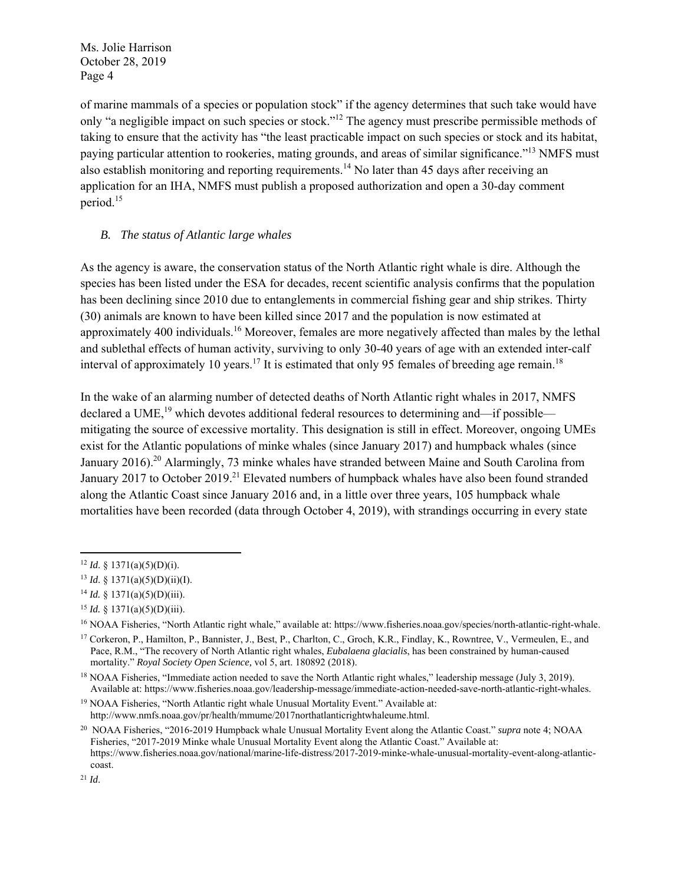of marine mammals of a species or population stock" if the agency determines that such take would have only "a negligible impact on such species or stock."[12] The agency must prescribe permissible methods of taking to ensure that the activity has "the least practicable impact on such species or stock and its habitat, paying particular attention to rookeries, mating grounds, and areas of similar significance."[13] NMFS must also establish monitoring and reporting requirements.[14] No later than 45 days after receiving an application for an IHA, NMFS must publish a proposed authorization and open a 30-day comment period.[15]

### *B. The status of Atlantic large whales*

As the agency is aware, the conservation status of the North Atlantic right whale is dire. Although the species has been listed under the ESA for decades, recent scientific analysis confirms that the population has been declining since 2010 due to entanglements in commercial fishing gear and ship strikes. Thirty (30) animals are known to have been killed since 2017 and the population is now estimated at approximately 400 individuals.[16] Moreover, females are more negatively affected than males by the lethal and sublethal effects of human activity, surviving to only 30-40 years of age with an extended inter-calf interval of approximately 10 years.[17] It is estimated that only 95 females of breeding age remain.[18]

In the wake of an alarming number of detected deaths of North Atlantic right whales in 2017, NMFS declared a UME,[19] which devotes additional federal resources to determining and—if possible—mitigating the source of excessive mortality. This designation is still in effect. Moreover, ongoing UMEs exist for the Atlantic populations of minke whales (since January 2017) and humpback whales (since January 2016).[20] Alarmingly, 73 minke whales have stranded between Maine and South Carolina from January 2017 to October 2019.[21] Elevated numbers of humpback whales have also been found stranded along the Atlantic Coast since January 2016 and, in a little over three years, 105 humpback whale mortalities have been recorded (data through October 4, 2019), with strandings occurring in every state

---

[12] *Id.* § 1371(a)(5)(D)(i).

[13] *Id.* § 1371(a)(5)(D)(ii)(I).

[14] *Id.* § 1371(a)(5)(D)(iii).

[15] *Id.* § 1371(a)(5)(D)(iii).

[16] NOAA Fisheries, "North Atlantic right whale," available at: https://www.fisheries.noaa.gov/species/north-atlantic-right-whale.

[17] Corkeron, P., Hamilton, P., Bannister, J., Best, P., Charlton, C., Groch, K.R., Findlay, K., Rowntree, V., Vermeulen, E., and Pace, R.M., "The recovery of North Atlantic right whales, *Eubalaena glacialis*, has been constrained by human-caused mortality." *Royal Society Open Science,* vol 5, art. 180892 (2018).

[18] NOAA Fisheries, "Immediate action needed to save the North Atlantic right whales," leadership message (July 3, 2019). Available at: https://www.fisheries.noaa.gov/leadership-message/immediate-action-needed-save-north-atlantic-right-whales.

[19] NOAA Fisheries, "North Atlantic right whale Unusual Mortality Event." Available at: http://www.nmfs.noaa.gov/pr/health/mmume/2017northatlanticrightwhaleume.html.

[20] NOAA Fisheries, "2016-2019 Humpback whale Unusual Mortality Event along the Atlantic Coast." *supra* note 4; NOAA Fisheries, "2017-2019 Minke whale Unusual Mortality Event along the Atlantic Coast." Available at: https://www.fisheries.noaa.gov/national/marine-life-distress/2017-2019-minke-whale-unusual-mortality-event-along-atlantic-coast.

[21] *Id.*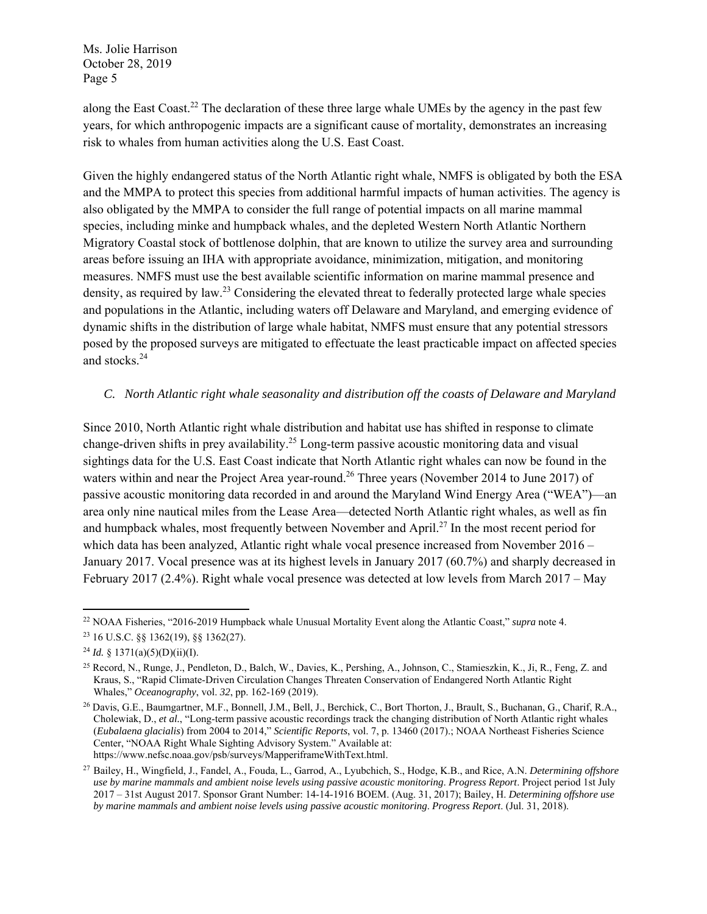along the East Coast.[22] The declaration of these three large whale UMEs by the agency in the past few years, for which anthropogenic impacts are a significant cause of mortality, demonstrates an increasing risk to whales from human activities along the U.S. East Coast.

Given the highly endangered status of the North Atlantic right whale, NMFS is obligated by both the ESA and the MMPA to protect this species from additional harmful impacts of human activities. The agency is also obligated by the MMPA to consider the full range of potential impacts on all marine mammal species, including minke and humpback whales, and the depleted Western North Atlantic Northern Migratory Coastal stock of bottlenose dolphin, that are known to utilize the survey area and surrounding areas before issuing an IHA with appropriate avoidance, minimization, mitigation, and monitoring measures. NMFS must use the best available scientific information on marine mammal presence and density, as required by law.[23] Considering the elevated threat to federally protected large whale species and populations in the Atlantic, including waters off Delaware and Maryland, and emerging evidence of dynamic shifts in the distribution of large whale habitat, NMFS must ensure that any potential stressors posed by the proposed surveys are mitigated to effectuate the least practicable impact on affected species and stocks.[24]

### *C. North Atlantic right whale seasonality and distribution off the coasts of Delaware and Maryland*

Since 2010, North Atlantic right whale distribution and habitat use has shifted in response to climate change-driven shifts in prey availability.[25] Long-term passive acoustic monitoring data and visual sightings data for the U.S. East Coast indicate that North Atlantic right whales can now be found in the waters within and near the Project Area year-round.[26] Three years (November 2014 to June 2017) of passive acoustic monitoring data recorded in and around the Maryland Wind Energy Area ("WEA")—an area only nine nautical miles from the Lease Area—detected North Atlantic right whales, as well as fin and humpback whales, most frequently between November and April.[27] In the most recent period for which data has been analyzed, Atlantic right whale vocal presence increased from November 2016 – January 2017. Vocal presence was at its highest levels in January 2017 (60.7%) and sharply decreased in February 2017 (2.4%). Right whale vocal presence was detected at low levels from March 2017 – May

---

[22] NOAA Fisheries, "2016-2019 Humpback whale Unusual Mortality Event along the Atlantic Coast," *supra* note 4.

[23] 16 U.S.C. §§ 1362(19), §§ 1362(27).

[24] *Id.* § 1371(a)(5)(D)(ii)(I).

[25] Record, N., Runge, J., Pendleton, D., Balch, W., Davies, K., Pershing, A., Johnson, C., Stamieszkin, K., Ji, R., Feng, Z. and Kraus, S., "Rapid Climate-Driven Circulation Changes Threaten Conservation of Endangered North Atlantic Right Whales," *Oceanography*, vol. *32*, pp. 162-169 (2019).

[26] Davis, G.E., Baumgartner, M.F., Bonnell, J.M., Bell, J., Berchick, C., Bort Thorton, J., Brault, S., Buchanan, G., Charif, R.A., Cholewiak, D., *et al.*, "Long-term passive acoustic recordings track the changing distribution of North Atlantic right whales (*Eubalaena glacialis*) from 2004 to 2014," *Scientific Reports*, vol. 7, p. 13460 (2017).; NOAA Northeast Fisheries Science Center, "NOAA Right Whale Sighting Advisory System." Available at: https://www.nefsc.noaa.gov/psb/surveys/MapperiframeWithText.html.

[27] Bailey, H., Wingfield, J., Fandel, A., Fouda, L., Garrod, A., Lyubchich, S., Hodge, K.B., and Rice, A.N. *Determining offshore use by marine mammals and ambient noise levels using passive acoustic monitoring*. *Progress Report*. Project period 1st July 2017 – 31st August 2017. Sponsor Grant Number: 14-14-1916 BOEM. (Aug. 31, 2017); Bailey, H. *Determining offshore use by marine mammals and ambient noise levels using passive acoustic monitoring*. *Progress Report*. (Jul. 31, 2018).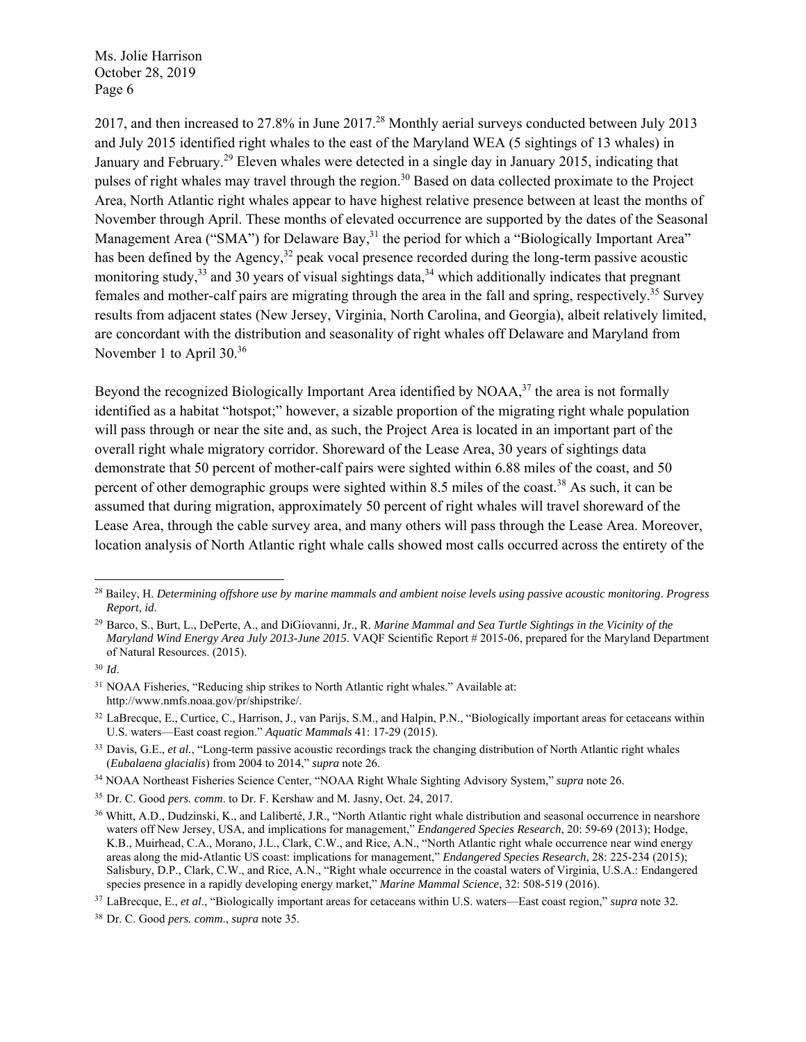2017, and then increased to 27.8% in June 2017.[28] Monthly aerial surveys conducted between July 2013 and July 2015 identified right whales to the east of the Maryland WEA (5 sightings of 13 whales) in January and February.[29] Eleven whales were detected in a single day in January 2015, indicating that pulses of right whales may travel through the region.[30] Based on data collected proximate to the Project Area, North Atlantic right whales appear to have highest relative presence between at least the months of November through April. These months of elevated occurrence are supported by the dates of the Seasonal Management Area ("SMA") for Delaware Bay,[31] the period for which a "Biologically Important Area" has been defined by the Agency,[32] peak vocal presence recorded during the long-term passive acoustic monitoring study,[33] and 30 years of visual sightings data,[34] which additionally indicates that pregnant females and mother-calf pairs are migrating through the area in the fall and spring, respectively.[35] Survey results from adjacent states (New Jersey, Virginia, North Carolina, and Georgia), albeit relatively limited, are concordant with the distribution and seasonality of right whales off Delaware and Maryland from November 1 to April 30.[36]

Beyond the recognized Biologically Important Area identified by NOAA,[37] the area is not formally identified as a habitat "hotspot;" however, a sizable proportion of the migrating right whale population will pass through or near the site and, as such, the Project Area is located in an important part of the overall right whale migratory corridor. Shoreward of the Lease Area, 30 years of sightings data demonstrate that 50 percent of mother-calf pairs were sighted within 6.88 miles of the coast, and 50 percent of other demographic groups were sighted within 8.5 miles of the coast.[38] As such, it can be assumed that during migration, approximately 50 percent of right whales will travel shoreward of the Lease Area, through the cable survey area, and many others will pass through the Lease Area. Moreover, location analysis of North Atlantic right whale calls showed most calls occurred across the entirety of the

---

[28] Bailey, H. *Determining offshore use by marine mammals and ambient noise levels using passive acoustic monitoring*. *Progress Report*, *id*.

[29] Barco, S., Burt, L., DePerte, A., and DiGiovanni, Jr., R. *Marine Mammal and Sea Turtle Sightings in the Vicinity of the Maryland Wind Energy Area July 2013-June 2015*. VAQF Scientific Report # 2015-06, prepared for the Maryland Department of Natural Resources. (2015).

[30] *Id*.

[31] NOAA Fisheries, "Reducing ship strikes to North Atlantic right whales." Available at: http://www.nmfs.noaa.gov/pr/shipstrike/.

[32] LaBrecque, E., Curtice, C., Harrison, J., van Parijs, S.M., and Halpin, P.N., "Biologically important areas for cetaceans within U.S. waters—East coast region." *Aquatic Mammals* 41: 17-29 (2015).

[33] Davis, G.E., *et al.*, "Long-term passive acoustic recordings track the changing distribution of North Atlantic right whales (*Eubalaena glacialis*) from 2004 to 2014," *supra* note 26.

[34] NOAA Northeast Fisheries Science Center, "NOAA Right Whale Sighting Advisory System," *supra* note 26.

[35] Dr. C. Good *pers. comm*. to Dr. F. Kershaw and M. Jasny, Oct. 24, 2017.

[36] Whitt, A.D., Dudzinski, K., and Laliberté, J.R., "North Atlantic right whale distribution and seasonal occurrence in nearshore waters off New Jersey, USA, and implications for management," *Endangered Species Research*, 20: 59-69 (2013); Hodge, K.B., Muirhead, C.A., Morano, J.L., Clark, C.W., and Rice, A.N., "North Atlantic right whale occurrence near wind energy areas along the mid-Atlantic US coast: implications for management," *Endangered Species Research*, 28: 225-234 (2015); Salisbury, D.P., Clark, C.W., and Rice, A.N., "Right whale occurrence in the coastal waters of Virginia, U.S.A.: Endangered species presence in a rapidly developing energy market," *Marine Mammal Science*, 32: 508-519 (2016).

[37] LaBrecque, E., *et al*., "Biologically important areas for cetaceans within U.S. waters—East coast region," *supra* note 32.

[38] Dr. C. Good *pers. comm*., *supra* note 35.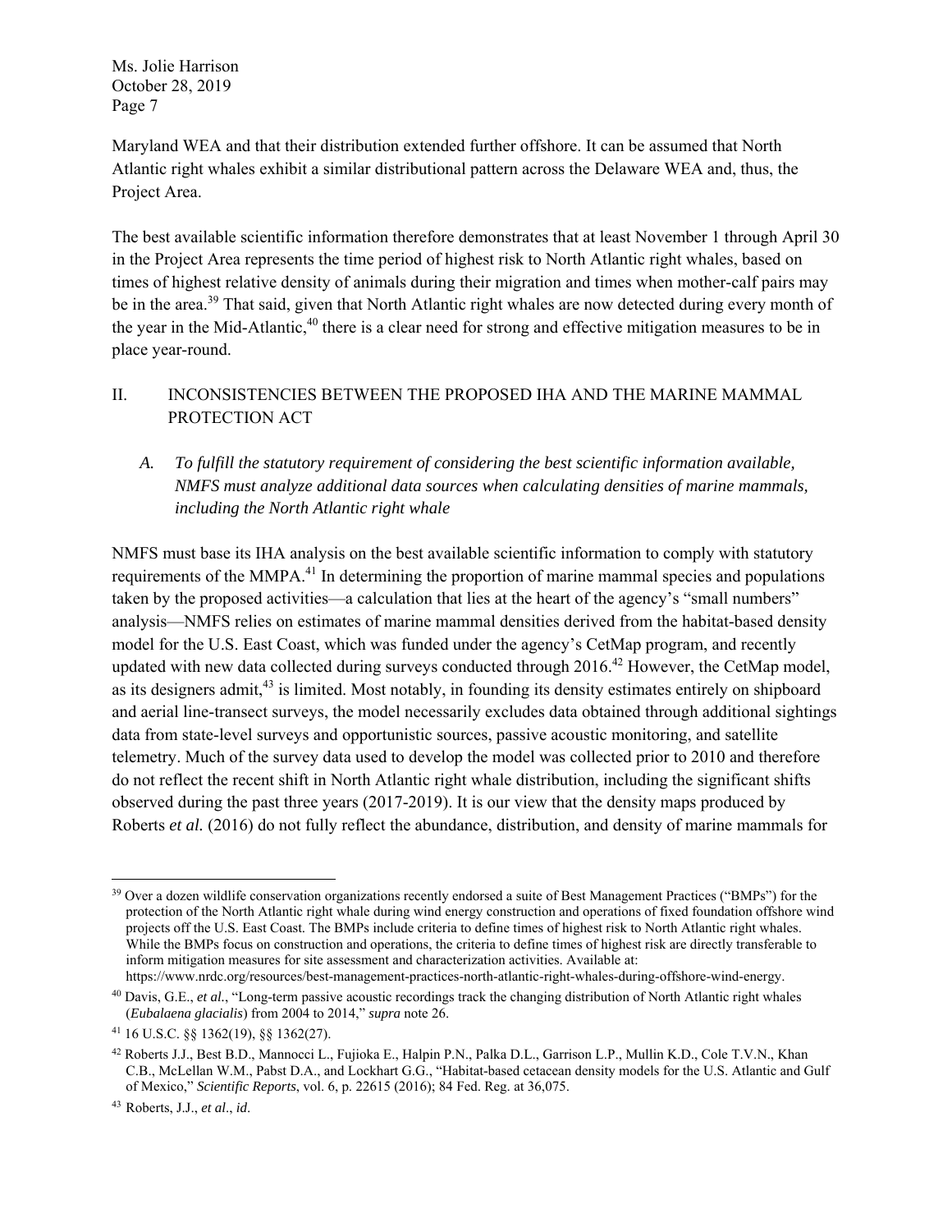Maryland WEA and that their distribution extended further offshore. It can be assumed that North Atlantic right whales exhibit a similar distributional pattern across the Delaware WEA and, thus, the Project Area.

The best available scientific information therefore demonstrates that at least November 1 through April 30 in the Project Area represents the time period of highest risk to North Atlantic right whales, based on times of highest relative density of animals during their migration and times when mother-calf pairs may be in the area.[39] That said, given that North Atlantic right whales are now detected during every month of the year in the Mid-Atlantic,[40] there is a clear need for strong and effective mitigation measures to be in place year-round.

## II. INCONSISTENCIES BETWEEN THE PROPOSED IHA AND THE MARINE MAMMAL PROTECTION ACT

### *A. To fulfill the statutory requirement of considering the best scientific information available, NMFS must analyze additional data sources when calculating densities of marine mammals, including the North Atlantic right whale*

NMFS must base its IHA analysis on the best available scientific information to comply with statutory requirements of the MMPA.[41] In determining the proportion of marine mammal species and populations taken by the proposed activities—a calculation that lies at the heart of the agency's "small numbers" analysis—NMFS relies on estimates of marine mammal densities derived from the habitat-based density model for the U.S. East Coast, which was funded under the agency's CetMap program, and recently updated with new data collected during surveys conducted through 2016.[42] However, the CetMap model, as its designers admit,[43] is limited. Most notably, in founding its density estimates entirely on shipboard and aerial line-transect surveys, the model necessarily excludes data obtained through additional sightings data from state-level surveys and opportunistic sources, passive acoustic monitoring, and satellite telemetry. Much of the survey data used to develop the model was collected prior to 2010 and therefore do not reflect the recent shift in North Atlantic right whale distribution, including the significant shifts observed during the past three years (2017-2019). It is our view that the density maps produced by Roberts *et al.* (2016) do not fully reflect the abundance, distribution, and density of marine mammals for

---

[39] Over a dozen wildlife conservation organizations recently endorsed a suite of Best Management Practices ("BMPs") for the protection of the North Atlantic right whale during wind energy construction and operations of fixed foundation offshore wind projects off the U.S. East Coast. The BMPs include criteria to define times of highest risk to North Atlantic right whales. While the BMPs focus on construction and operations, the criteria to define times of highest risk are directly transferable to inform mitigation measures for site assessment and characterization activities. Available at: https://www.nrdc.org/resources/best-management-practices-north-atlantic-right-whales-during-offshore-wind-energy.

[40] Davis, G.E., *et al.*, "Long-term passive acoustic recordings track the changing distribution of North Atlantic right whales (*Eubalaena glacialis*) from 2004 to 2014," *supra* note 26.

[41] 16 U.S.C. §§ 1362(19), §§ 1362(27).

[42] Roberts J.J., Best B.D., Mannocci L., Fujioka E., Halpin P.N., Palka D.L., Garrison L.P., Mullin K.D., Cole T.V.N., Khan C.B., McLellan W.M., Pabst D.A., and Lockhart G.G., "Habitat-based cetacean density models for the U.S. Atlantic and Gulf of Mexico," *Scientific Reports*, vol. 6, p. 22615 (2016); 84 Fed. Reg. at 36,075.

[43] Roberts, J.J., *et al*., *id*.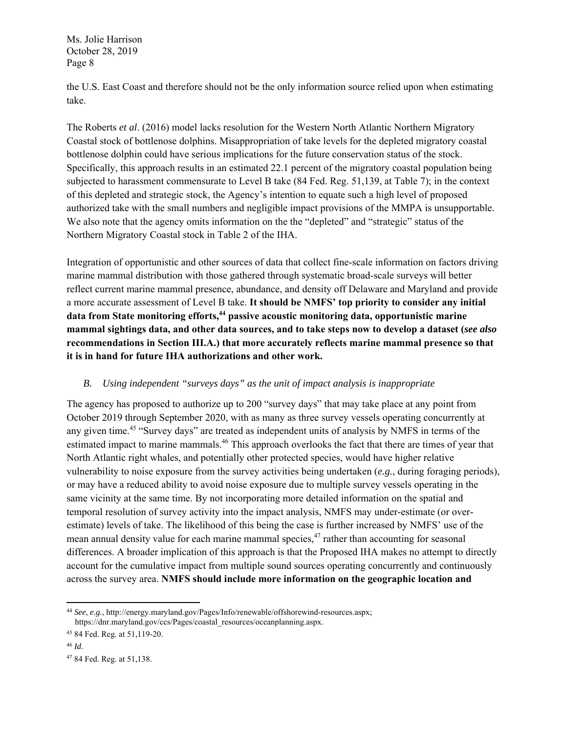the U.S. East Coast and therefore should not be the only information source relied upon when estimating take.

The Roberts *et al*. (2016) model lacks resolution for the Western North Atlantic Northern Migratory Coastal stock of bottlenose dolphins. Misappropriation of take levels for the depleted migratory coastal bottlenose dolphin could have serious implications for the future conservation status of the stock. Specifically, this approach results in an estimated 22.1 percent of the migratory coastal population being subjected to harassment commensurate to Level B take (84 Fed. Reg. 51,139, at Table 7); in the context of this depleted and strategic stock, the Agency's intention to equate such a high level of proposed authorized take with the small numbers and negligible impact provisions of the MMPA is unsupportable. We also note that the agency omits information on the the "depleted" and "strategic" status of the Northern Migratory Coastal stock in Table 2 of the IHA.

Integration of opportunistic and other sources of data that collect fine-scale information on factors driving marine mammal distribution with those gathered through systematic broad-scale surveys will better reflect current marine mammal presence, abundance, and density off Delaware and Maryland and provide a more accurate assessment of Level B take. **It should be NMFS' top priority to consider any initial data from State monitoring efforts,[44] passive acoustic monitoring data, opportunistic marine mammal sightings data, and other data sources, and to take steps now to develop a dataset (*see also* recommendations in Section III.A.) that more accurately reflects marine mammal presence so that it is in hand for future IHA authorizations and other work.**

### *B. Using independent "surveys days" as the unit of impact analysis is inappropriate*

The agency has proposed to authorize up to 200 "survey days" that may take place at any point from October 2019 through September 2020, with as many as three survey vessels operating concurrently at any given time.[45] "Survey days" are treated as independent units of analysis by NMFS in terms of the estimated impact to marine mammals.[46] This approach overlooks the fact that there are times of year that North Atlantic right whales, and potentially other protected species, would have higher relative vulnerability to noise exposure from the survey activities being undertaken (*e.g.*, during foraging periods), or may have a reduced ability to avoid noise exposure due to multiple survey vessels operating in the same vicinity at the same time. By not incorporating more detailed information on the spatial and temporal resolution of survey activity into the impact analysis, NMFS may under-estimate (or over-estimate) levels of take. The likelihood of this being the case is further increased by NMFS' use of the mean annual density value for each marine mammal species,[47] rather than accounting for seasonal differences. A broader implication of this approach is that the Proposed IHA makes no attempt to directly account for the cumulative impact from multiple sound sources operating concurrently and continuously across the survey area. **NMFS should include more information on the geographic location and**

---

[44] *See*, *e.g.*, http://energy.maryland.gov/Pages/Info/renewable/offshorewind-resources.aspx; https://dnr.maryland.gov/ccs/Pages/coastal_resources/oceanplanning.aspx.

[45] 84 Fed. Reg. at 51,119-20.

[46] *Id*.

[47] 84 Fed. Reg. at 51,138.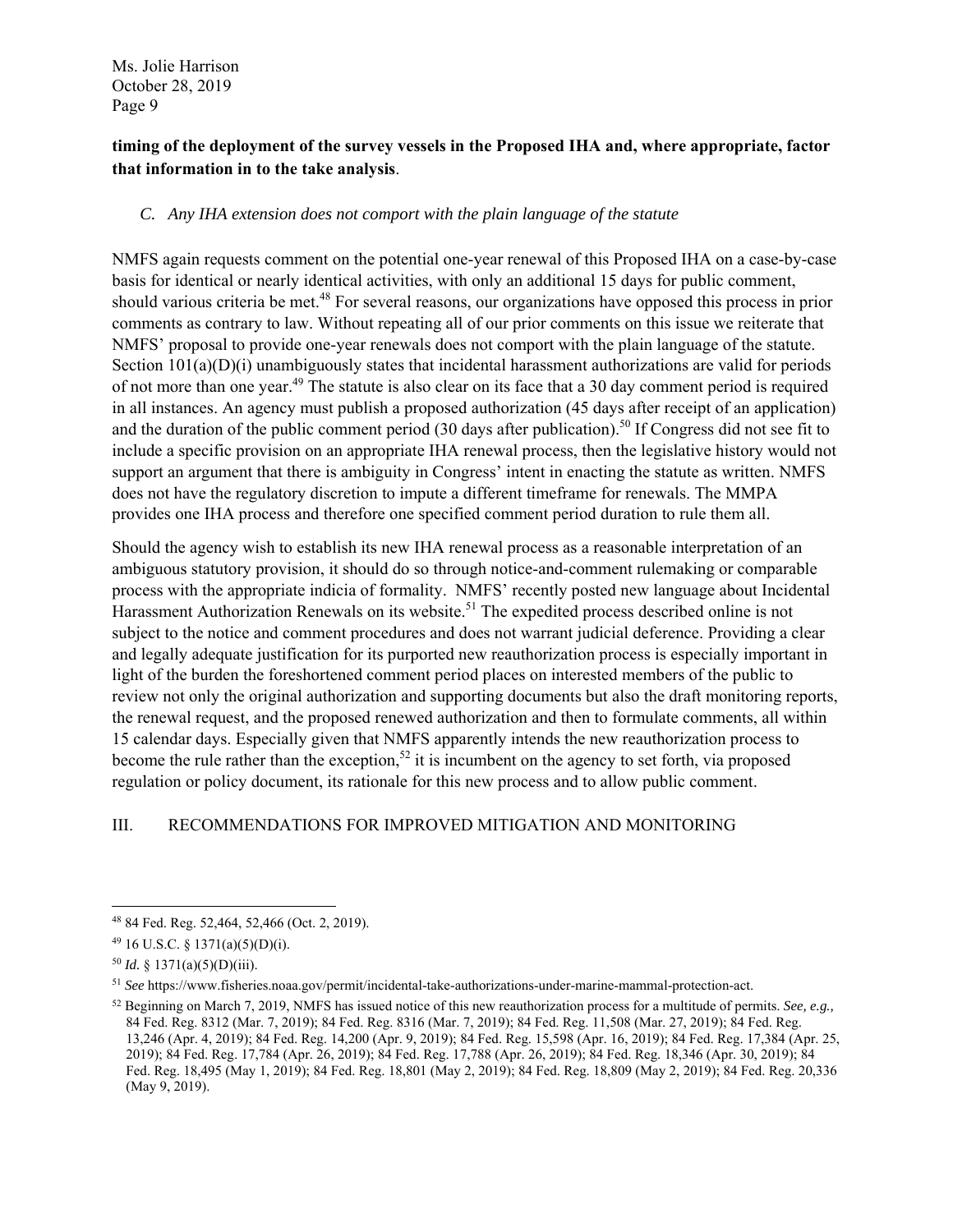**timing of the deployment of the survey vessels in the Proposed IHA and, where appropriate, factor that information in to the take analysis**.

### *C. Any IHA extension does not comport with the plain language of the statute*

NMFS again requests comment on the potential one-year renewal of this Proposed IHA on a case-by-case basis for identical or nearly identical activities, with only an additional 15 days for public comment, should various criteria be met.[48] For several reasons, our organizations have opposed this process in prior comments as contrary to law. Without repeating all of our prior comments on this issue we reiterate that NMFS' proposal to provide one-year renewals does not comport with the plain language of the statute. Section 101(a)(D)(i) unambiguously states that incidental harassment authorizations are valid for periods of not more than one year.[49] The statute is also clear on its face that a 30 day comment period is required in all instances. An agency must publish a proposed authorization (45 days after receipt of an application) and the duration of the public comment period (30 days after publication).[50] If Congress did not see fit to include a specific provision on an appropriate IHA renewal process, then the legislative history would not support an argument that there is ambiguity in Congress' intent in enacting the statute as written. NMFS does not have the regulatory discretion to impute a different timeframe for renewals. The MMPA provides one IHA process and therefore one specified comment period duration to rule them all.

Should the agency wish to establish its new IHA renewal process as a reasonable interpretation of an ambiguous statutory provision, it should do so through notice-and-comment rulemaking or comparable process with the appropriate indicia of formality. NMFS' recently posted new language about Incidental Harassment Authorization Renewals on its website.[51] The expedited process described online is not subject to the notice and comment procedures and does not warrant judicial deference. Providing a clear and legally adequate justification for its purported new reauthorization process is especially important in light of the burden the foreshortened comment period places on interested members of the public to review not only the original authorization and supporting documents but also the draft monitoring reports, the renewal request, and the proposed renewed authorization and then to formulate comments, all within 15 calendar days. Especially given that NMFS apparently intends the new reauthorization process to become the rule rather than the exception,[52] it is incumbent on the agency to set forth, via proposed regulation or policy document, its rationale for this new process and to allow public comment.

## III. RECOMMENDATIONS FOR IMPROVED MITIGATION AND MONITORING

---

[48] 84 Fed. Reg. 52,464, 52,466 (Oct. 2, 2019).

[49] 16 U.S.C. § 1371(a)(5)(D)(i).

[50] *Id.* § 1371(a)(5)(D)(iii).

[51] *See* https://www.fisheries.noaa.gov/permit/incidental-take-authorizations-under-marine-mammal-protection-act.

[52] Beginning on March 7, 2019, NMFS has issued notice of this new reauthorization process for a multitude of permits. *See, e.g.,* 84 Fed. Reg. 8312 (Mar. 7, 2019); 84 Fed. Reg. 8316 (Mar. 7, 2019); 84 Fed. Reg. 11,508 (Mar. 27, 2019); 84 Fed. Reg. 13,246 (Apr. 4, 2019); 84 Fed. Reg. 14,200 (Apr. 9, 2019); 84 Fed. Reg. 15,598 (Apr. 16, 2019); 84 Fed. Reg. 17,384 (Apr. 25, 2019); 84 Fed. Reg. 17,784 (Apr. 26, 2019); 84 Fed. Reg. 17,788 (Apr. 26, 2019); 84 Fed. Reg. 18,346 (Apr. 30, 2019); 84 Fed. Reg. 18,495 (May 1, 2019); 84 Fed. Reg. 18,801 (May 2, 2019); 84 Fed. Reg. 18,809 (May 2, 2019); 84 Fed. Reg. 20,336 (May 9, 2019).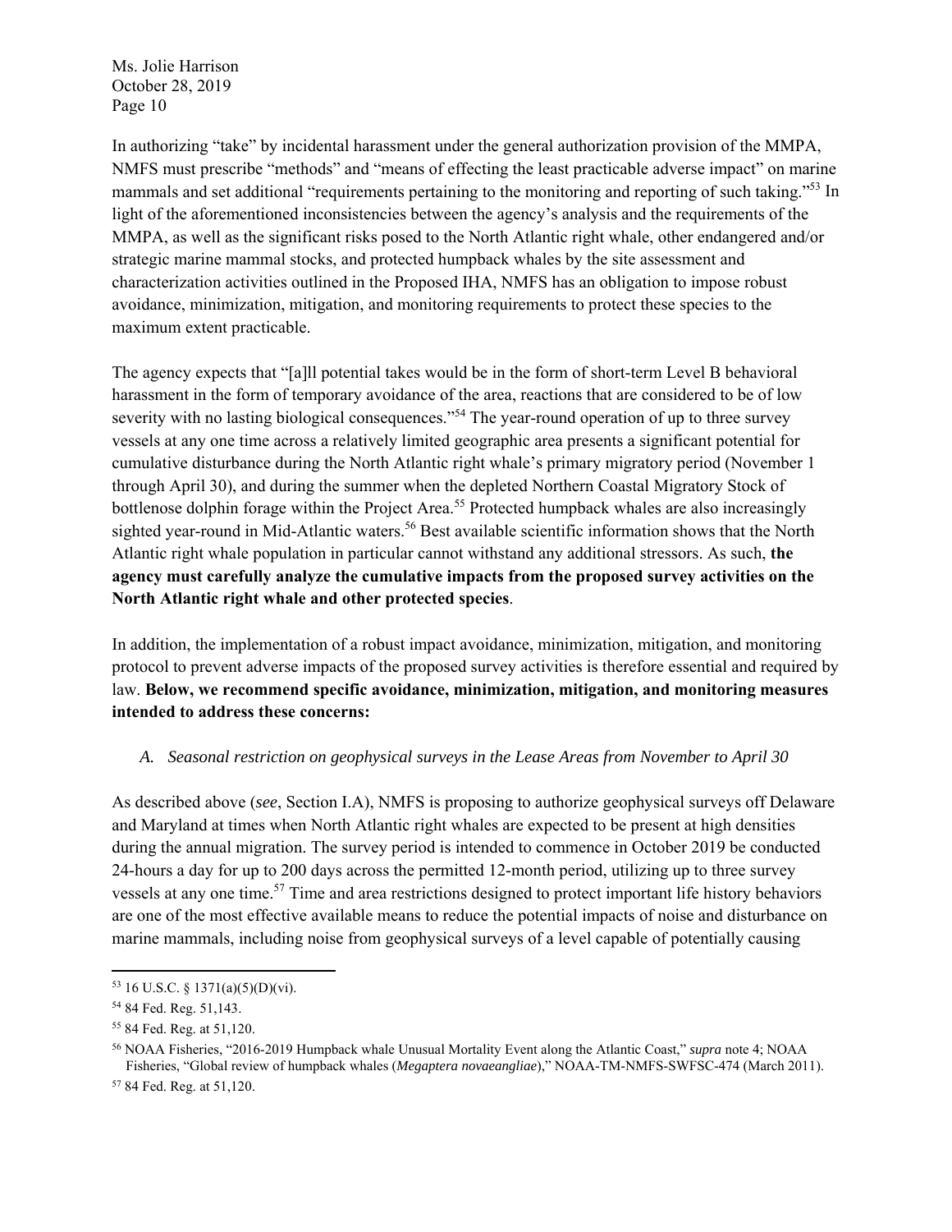In authorizing "take" by incidental harassment under the general authorization provision of the MMPA, NMFS must prescribe "methods" and "means of effecting the least practicable adverse impact" on marine mammals and set additional "requirements pertaining to the monitoring and reporting of such taking."[53] In light of the aforementioned inconsistencies between the agency's analysis and the requirements of the MMPA, as well as the significant risks posed to the North Atlantic right whale, other endangered and/or strategic marine mammal stocks, and protected humpback whales by the site assessment and characterization activities outlined in the Proposed IHA, NMFS has an obligation to impose robust avoidance, minimization, mitigation, and monitoring requirements to protect these species to the maximum extent practicable.

The agency expects that "[a]ll potential takes would be in the form of short-term Level B behavioral harassment in the form of temporary avoidance of the area, reactions that are considered to be of low severity with no lasting biological consequences."[54] The year-round operation of up to three survey vessels at any one time across a relatively limited geographic area presents a significant potential for cumulative disturbance during the North Atlantic right whale's primary migratory period (November 1 through April 30), and during the summer when the depleted Northern Coastal Migratory Stock of bottlenose dolphin forage within the Project Area.[55] Protected humpback whales are also increasingly sighted year-round in Mid-Atlantic waters.[56] Best available scientific information shows that the North Atlantic right whale population in particular cannot withstand any additional stressors. As such, **the agency must carefully analyze the cumulative impacts from the proposed survey activities on the North Atlantic right whale and other protected species**.

In addition, the implementation of a robust impact avoidance, minimization, mitigation, and monitoring protocol to prevent adverse impacts of the proposed survey activities is therefore essential and required by law. **Below, we recommend specific avoidance, minimization, mitigation, and monitoring measures intended to address these concerns:**

### *A. Seasonal restriction on geophysical surveys in the Lease Areas from November to April 30*

As described above (*see*, Section I.A), NMFS is proposing to authorize geophysical surveys off Delaware and Maryland at times when North Atlantic right whales are expected to be present at high densities during the annual migration. The survey period is intended to commence in October 2019 be conducted 24-hours a day for up to 200 days across the permitted 12-month period, utilizing up to three survey vessels at any one time.[57] Time and area restrictions designed to protect important life history behaviors are one of the most effective available means to reduce the potential impacts of noise and disturbance on marine mammals, including noise from geophysical surveys of a level capable of potentially causing

---

[53] 16 U.S.C. § 1371(a)(5)(D)(vi).

[54] 84 Fed. Reg. 51,143.

[55] 84 Fed. Reg. at 51,120.

[56] NOAA Fisheries, "2016-2019 Humpback whale Unusual Mortality Event along the Atlantic Coast," *supra* note 4; NOAA Fisheries, "Global review of humpback whales (*Megaptera novaeangliae*)," NOAA-TM-NMFS-SWFSC-474 (March 2011).

[57] 84 Fed. Reg. at 51,120.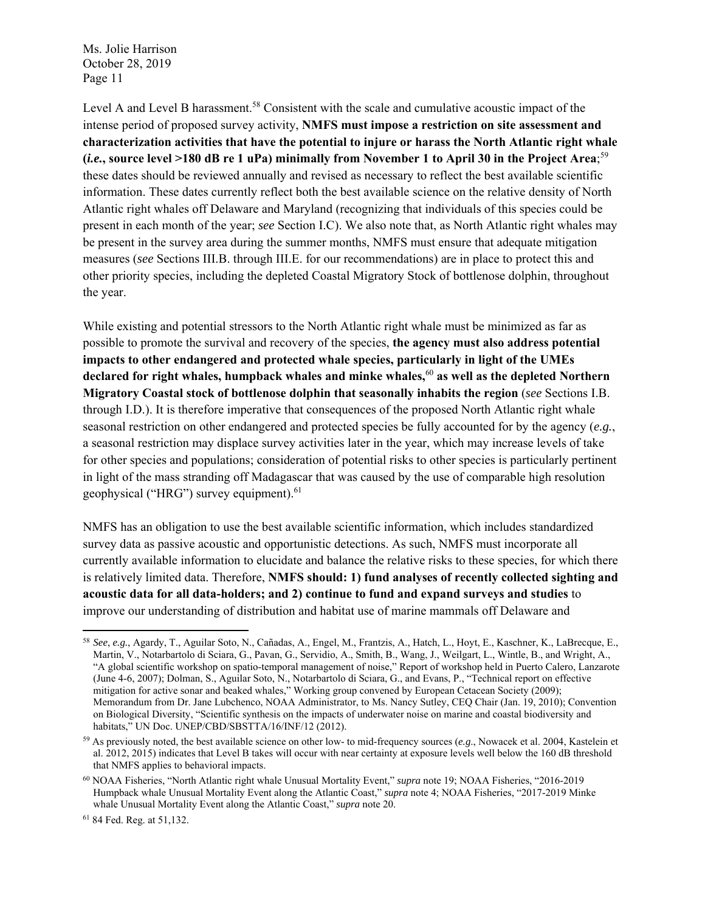Level A and Level B harassment.[58] Consistent with the scale and cumulative acoustic impact of the intense period of proposed survey activity, **NMFS must impose a restriction on site assessment and characterization activities that have the potential to injure or harass the North Atlantic right whale (*i.e.*, source level >180 dB re 1 uPa) minimally from November 1 to April 30 in the Project Area**;[59] these dates should be reviewed annually and revised as necessary to reflect the best available scientific information. These dates currently reflect both the best available science on the relative density of North Atlantic right whales off Delaware and Maryland (recognizing that individuals of this species could be present in each month of the year; *see* Section I.C). We also note that, as North Atlantic right whales may be present in the survey area during the summer months, NMFS must ensure that adequate mitigation measures (*see* Sections III.B. through III.E. for our recommendations) are in place to protect this and other priority species, including the depleted Coastal Migratory Stock of bottlenose dolphin, throughout the year.

While existing and potential stressors to the North Atlantic right whale must be minimized as far as possible to promote the survival and recovery of the species, **the agency must also address potential impacts to other endangered and protected whale species, particularly in light of the UMEs declared for right whales, humpback whales and minke whales,**[60] **as well as the depleted Northern Migratory Coastal stock of bottlenose dolphin that seasonally inhabits the region** (*see* Sections I.B. through I.D.). It is therefore imperative that consequences of the proposed North Atlantic right whale seasonal restriction on other endangered and protected species be fully accounted for by the agency (*e.g.*, a seasonal restriction may displace survey activities later in the year, which may increase levels of take for other species and populations; consideration of potential risks to other species is particularly pertinent in light of the mass stranding off Madagascar that was caused by the use of comparable high resolution geophysical ("HRG") survey equipment).[61]

NMFS has an obligation to use the best available scientific information, which includes standardized survey data as passive acoustic and opportunistic detections. As such, NMFS must incorporate all currently available information to elucidate and balance the relative risks to these species, for which there is relatively limited data. Therefore, **NMFS should: 1) fund analyses of recently collected sighting and acoustic data for all data-holders; and 2) continue to fund and expand surveys and studies** to improve our understanding of distribution and habitat use of marine mammals off Delaware and

---

[58] *See*, *e.g.*, Agardy, T., Aguilar Soto, N., Cañadas, A., Engel, M., Frantzis, A., Hatch, L., Hoyt, E., Kaschner, K., LaBrecque, E., Martin, V., Notarbartolo di Sciara, G., Pavan, G., Servidio, A., Smith, B., Wang, J., Weilgart, L., Wintle, B., and Wright, A., "A global scientific workshop on spatio-temporal management of noise," Report of workshop held in Puerto Calero, Lanzarote (June 4-6, 2007); Dolman, S., Aguilar Soto, N., Notarbartolo di Sciara, G., and Evans, P., "Technical report on effective mitigation for active sonar and beaked whales," Working group convened by European Cetacean Society (2009); Memorandum from Dr. Jane Lubchenco, NOAA Administrator, to Ms. Nancy Sutley, CEQ Chair (Jan. 19, 2010); Convention on Biological Diversity, "Scientific synthesis on the impacts of underwater noise on marine and coastal biodiversity and habitats," UN Doc. UNEP/CBD/SBSTTA/16/INF/12 (2012).

[59] As previously noted, the best available science on other low- to mid-frequency sources (*e.g*., Nowacek et al. 2004, Kastelein et al. 2012, 2015) indicates that Level B takes will occur with near certainty at exposure levels well below the 160 dB threshold that NMFS applies to behavioral impacts.

[60] NOAA Fisheries, "North Atlantic right whale Unusual Mortality Event," *supra* note 19; NOAA Fisheries, "2016-2019 Humpback whale Unusual Mortality Event along the Atlantic Coast," *supra* note 4; NOAA Fisheries, "2017-2019 Minke whale Unusual Mortality Event along the Atlantic Coast," *supra* note 20.

[61] 84 Fed. Reg. at 51,132.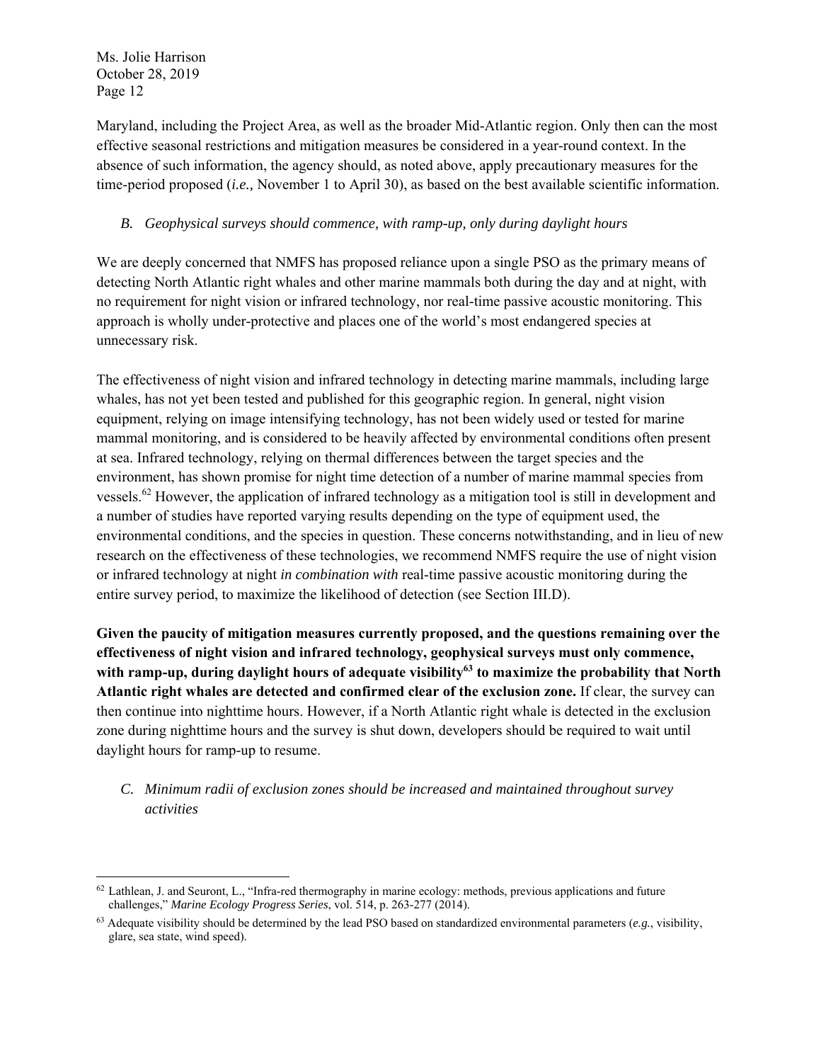Maryland, including the Project Area, as well as the broader Mid-Atlantic region. Only then can the most effective seasonal restrictions and mitigation measures be considered in a year-round context. In the absence of such information, the agency should, as noted above, apply precautionary measures for the time-period proposed (*i.e.,* November 1 to April 30), as based on the best available scientific information.

### *B. Geophysical surveys should commence, with ramp-up, only during daylight hours*

We are deeply concerned that NMFS has proposed reliance upon a single PSO as the primary means of detecting North Atlantic right whales and other marine mammals both during the day and at night, with no requirement for night vision or infrared technology, nor real-time passive acoustic monitoring. This approach is wholly under-protective and places one of the world's most endangered species at unnecessary risk.

The effectiveness of night vision and infrared technology in detecting marine mammals, including large whales, has not yet been tested and published for this geographic region. In general, night vision equipment, relying on image intensifying technology, has not been widely used or tested for marine mammal monitoring, and is considered to be heavily affected by environmental conditions often present at sea. Infrared technology, relying on thermal differences between the target species and the environment, has shown promise for night time detection of a number of marine mammal species from vessels.[62] However, the application of infrared technology as a mitigation tool is still in development and a number of studies have reported varying results depending on the type of equipment used, the environmental conditions, and the species in question. These concerns notwithstanding, and in lieu of new research on the effectiveness of these technologies, we recommend NMFS require the use of night vision or infrared technology at night *in combination with* real-time passive acoustic monitoring during the entire survey period, to maximize the likelihood of detection (see Section III.D).

**Given the paucity of mitigation measures currently proposed, and the questions remaining over the effectiveness of night vision and infrared technology, geophysical surveys must only commence, with ramp-up, during daylight hours of adequate visibility[63] to maximize the probability that North Atlantic right whales are detected and confirmed clear of the exclusion zone.** If clear, the survey can then continue into nighttime hours. However, if a North Atlantic right whale is detected in the exclusion zone during nighttime hours and the survey is shut down, developers should be required to wait until daylight hours for ramp-up to resume.

### *C. Minimum radii of exclusion zones should be increased and maintained throughout survey activities*

---

[62] Lathlean, J. and Seuront, L., "Infra-red thermography in marine ecology: methods, previous applications and future challenges," *Marine Ecology Progress Series*, vol. 514, p. 263-277 (2014).

[63] Adequate visibility should be determined by the lead PSO based on standardized environmental parameters (*e.g.*, visibility, glare, sea state, wind speed).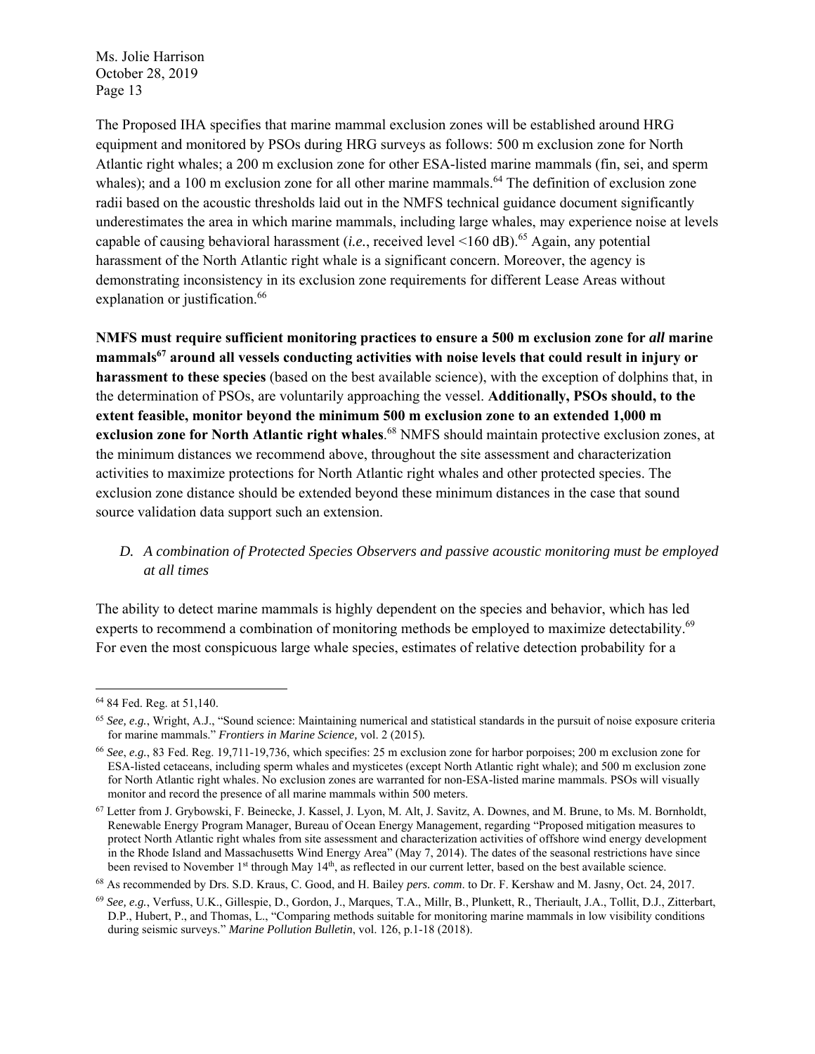The Proposed IHA specifies that marine mammal exclusion zones will be established around HRG equipment and monitored by PSOs during HRG surveys as follows: 500 m exclusion zone for North Atlantic right whales; a 200 m exclusion zone for other ESA-listed marine mammals (fin, sei, and sperm whales); and a 100 m exclusion zone for all other marine mammals.[64] The definition of exclusion zone radii based on the acoustic thresholds laid out in the NMFS technical guidance document significantly underestimates the area in which marine mammals, including large whales, may experience noise at levels capable of causing behavioral harassment (*i.e.*, received level <160 dB).[65] Again, any potential harassment of the North Atlantic right whale is a significant concern. Moreover, the agency is demonstrating inconsistency in its exclusion zone requirements for different Lease Areas without explanation or justification.[66]

**NMFS must require sufficient monitoring practices to ensure a 500 m exclusion zone for *all* marine mammals[67] around all vessels conducting activities with noise levels that could result in injury or harassment to these species** (based on the best available science), with the exception of dolphins that, in the determination of PSOs, are voluntarily approaching the vessel. **Additionally, PSOs should, to the extent feasible, monitor beyond the minimum 500 m exclusion zone to an extended 1,000 m exclusion zone for North Atlantic right whales**.[68] NMFS should maintain protective exclusion zones, at the minimum distances we recommend above, throughout the site assessment and characterization activities to maximize protections for North Atlantic right whales and other protected species. The exclusion zone distance should be extended beyond these minimum distances in the case that sound source validation data support such an extension.

### *D. A combination of Protected Species Observers and passive acoustic monitoring must be employed at all times*

The ability to detect marine mammals is highly dependent on the species and behavior, which has led experts to recommend a combination of monitoring methods be employed to maximize detectability.[69] For even the most conspicuous large whale species, estimates of relative detection probability for a

---

[64] 84 Fed. Reg. at 51,140.

[65] *See, e.g.*, Wright, A.J., "Sound science: Maintaining numerical and statistical standards in the pursuit of noise exposure criteria for marine mammals." *Frontiers in Marine Science,* vol. 2 (2015).

[66] *See*, *e.g.*, 83 Fed. Reg. 19,711-19,736, which specifies: 25 m exclusion zone for harbor porpoises; 200 m exclusion zone for ESA-listed cetaceans, including sperm whales and mysticetes (except North Atlantic right whale); and 500 m exclusion zone for North Atlantic right whales. No exclusion zones are warranted for non-ESA-listed marine mammals. PSOs will visually monitor and record the presence of all marine mammals within 500 meters.

[67] Letter from J. Grybowski, F. Beinecke, J. Kassel, J. Lyon, M. Alt, J. Savitz, A. Downes, and M. Brune, to Ms. M. Bornholdt, Renewable Energy Program Manager, Bureau of Ocean Energy Management, regarding "Proposed mitigation measures to protect North Atlantic right whales from site assessment and characterization activities of offshore wind energy development in the Rhode Island and Massachusetts Wind Energy Area" (May 7, 2014). The dates of the seasonal restrictions have since been revised to November 1st through May 14th, as reflected in our current letter, based on the best available science.

[68] As recommended by Drs. S.D. Kraus, C. Good, and H. Bailey *pers. comm*. to Dr. F. Kershaw and M. Jasny, Oct. 24, 2017.

[69] *See, e.g.*, Verfuss, U.K., Gillespie, D., Gordon, J., Marques, T.A., Millr, B., Plunkett, R., Theriault, J.A., Tollit, D.J., Zitterbart, D.P., Hubert, P., and Thomas, L., "Comparing methods suitable for monitoring marine mammals in low visibility conditions during seismic surveys." *Marine Pollution Bulletin*, vol. 126, p.1-18 (2018).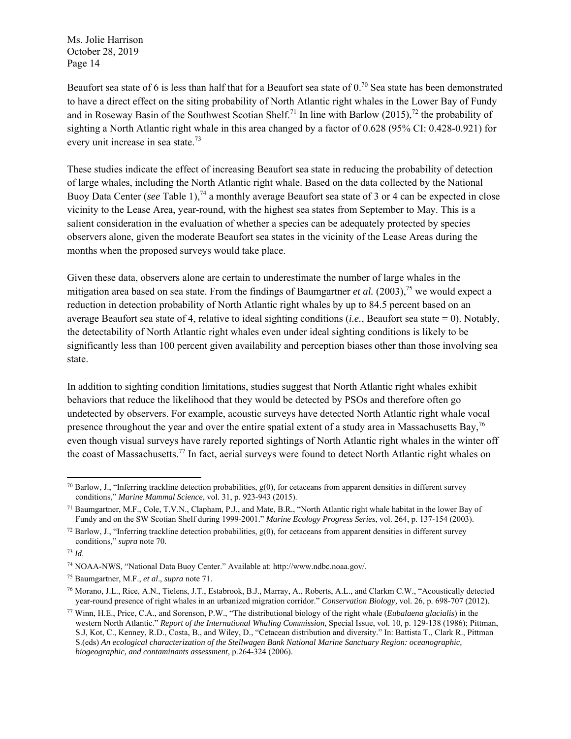Beaufort sea state of 6 is less than half that for a Beaufort sea state of 0.[70] Sea state has been demonstrated to have a direct effect on the siting probability of North Atlantic right whales in the Lower Bay of Fundy and in Roseway Basin of the Southwest Scotian Shelf.[71] In line with Barlow (2015),[72] the probability of sighting a North Atlantic right whale in this area changed by a factor of 0.628 (95% CI: 0.428-0.921) for every unit increase in sea state.[73]

These studies indicate the effect of increasing Beaufort sea state in reducing the probability of detection of large whales, including the North Atlantic right whale. Based on the data collected by the National Buoy Data Center (*see* Table 1),[74] a monthly average Beaufort sea state of 3 or 4 can be expected in close vicinity to the Lease Area, year-round, with the highest sea states from September to May. This is a salient consideration in the evaluation of whether a species can be adequately protected by species observers alone, given the moderate Beaufort sea states in the vicinity of the Lease Areas during the months when the proposed surveys would take place.

Given these data, observers alone are certain to underestimate the number of large whales in the mitigation area based on sea state. From the findings of Baumgartner *et al.* (2003),[75] we would expect a reduction in detection probability of North Atlantic right whales by up to 84.5 percent based on an average Beaufort sea state of 4, relative to ideal sighting conditions (*i.e.*, Beaufort sea state = 0). Notably, the detectability of North Atlantic right whales even under ideal sighting conditions is likely to be significantly less than 100 percent given availability and perception biases other than those involving sea state.

In addition to sighting condition limitations, studies suggest that North Atlantic right whales exhibit behaviors that reduce the likelihood that they would be detected by PSOs and therefore often go undetected by observers. For example, acoustic surveys have detected North Atlantic right whale vocal presence throughout the year and over the entire spatial extent of a study area in Massachusetts Bay,[76] even though visual surveys have rarely reported sightings of North Atlantic right whales in the winter off the coast of Massachusetts.[77] In fact, aerial surveys were found to detect North Atlantic right whales on

---

[70] Barlow, J., "Inferring trackline detection probabilities, g(0), for cetaceans from apparent densities in different survey conditions," *Marine Mammal Science*, vol. 31, p. 923-943 (2015).

[71] Baumgartner, M.F., Cole, T.V.N., Clapham, P.J., and Mate, B.R., "North Atlantic right whale habitat in the lower Bay of Fundy and on the SW Scotian Shelf during 1999-2001." *Marine Ecology Progress Series*, vol. 264, p. 137-154 (2003).

[72] Barlow, J., "Inferring trackline detection probabilities, g(0), for cetaceans from apparent densities in different survey conditions," *supra* note 70.

[73] *Id*.

[74] NOAA-NWS, "National Data Buoy Center." Available at: http://www.ndbc.noaa.gov/.

[75] Baumgartner, M.F., *et al*., *supra* note 71.

[76] Morano, J.L., Rice, A.N., Tielens, J.T., Estabrook, B.J., Marray, A., Roberts, A.L., and Clarkm C.W., "Acoustically detected year-round presence of right whales in an urbanized migration corridor." *Conservation Biology,* vol. 26, p. 698-707 (2012).

[77] Winn, H.E., Price, C.A., and Sorenson, P.W., "The distributional biology of the right whale (*Eubalaena glacialis*) in the western North Atlantic." *Report of the International Whaling Commission*, Special Issue, vol. 10, p. 129-138 (1986); Pittman, S.J, Kot, C., Kenney, R.D., Costa, B., and Wiley, D., "Cetacean distribution and diversity." In: Battista T., Clark R., Pittman S.(eds) *An ecological characterization of the Stellwagen Bank National Marine Sanctuary Region: oceanographic, biogeographic, and contaminants assessment*, p.264-324 (2006).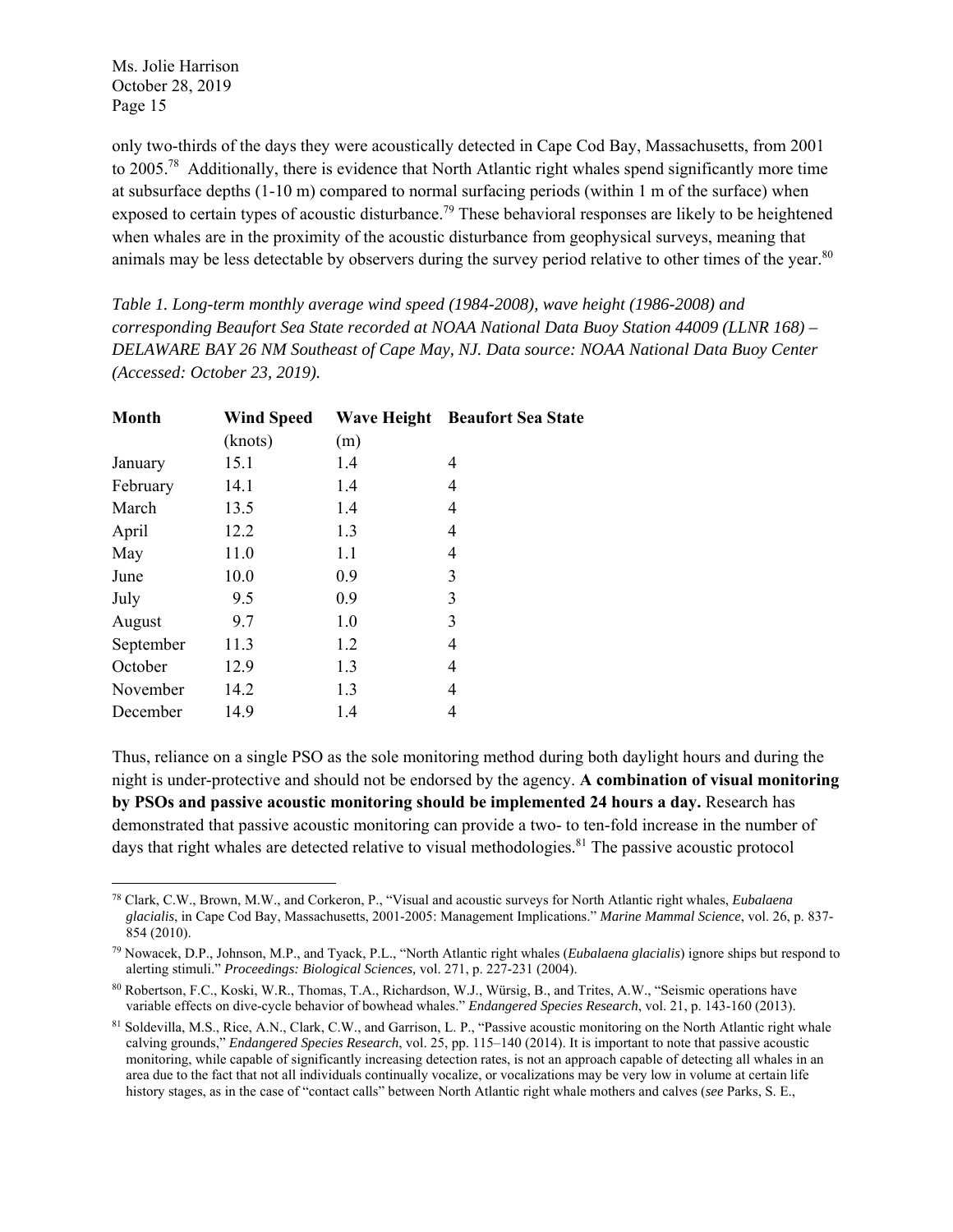only two-thirds of the days they were acoustically detected in Cape Cod Bay, Massachusetts, from 2001 to 2005.[78] Additionally, there is evidence that North Atlantic right whales spend significantly more time at subsurface depths (1-10 m) compared to normal surfacing periods (within 1 m of the surface) when exposed to certain types of acoustic disturbance.[79] These behavioral responses are likely to be heightened when whales are in the proximity of the acoustic disturbance from geophysical surveys, meaning that animals may be less detectable by observers during the survey period relative to other times of the year.[80]

*Table 1. Long-term monthly average wind speed (1984-2008), wave height (1986-2008) and corresponding Beaufort Sea State recorded at NOAA National Data Buoy Station 44009 (LLNR 168) – DELAWARE BAY 26 NM Southeast of Cape May, NJ. Data source: NOAA National Data Buoy Center (Accessed: October 23, 2019).*

| Month | Wind Speed (knots) | Wave Height (m) | Beaufort Sea State |
|---|---|---|---|
| January | 15.1 | 1.4 | 4 |
| February | 14.1 | 1.4 | 4 |
| March | 13.5 | 1.4 | 4 |
| April | 12.2 | 1.3 | 4 |
| May | 11.0 | 1.1 | 4 |
| June | 10.0 | 0.9 | 3 |
| July | 9.5 | 0.9 | 3 |
| August | 9.7 | 1.0 | 3 |
| September | 11.3 | 1.2 | 4 |
| October | 12.9 | 1.3 | 4 |
| November | 14.2 | 1.3 | 4 |
| December | 14.9 | 1.4 | 4 |

Thus, reliance on a single PSO as the sole monitoring method during both daylight hours and during the night is under-protective and should not be endorsed by the agency. **A combination of visual monitoring by PSOs and passive acoustic monitoring should be implemented 24 hours a day.** Research has demonstrated that passive acoustic monitoring can provide a two- to ten-fold increase in the number of days that right whales are detected relative to visual methodologies.[81] The passive acoustic protocol

---

[78] Clark, C.W., Brown, M.W., and Corkeron, P., "Visual and acoustic surveys for North Atlantic right whales, *Eubalaena glacialis*, in Cape Cod Bay, Massachusetts, 2001-2005: Management Implications." *Marine Mammal Science*, vol. 26, p. 837-854 (2010).

[79] Nowacek, D.P., Johnson, M.P., and Tyack, P.L., "North Atlantic right whales (*Eubalaena glacialis*) ignore ships but respond to alerting stimuli." *Proceedings: Biological Sciences,* vol. 271, p. 227-231 (2004).

[80] Robertson, F.C., Koski, W.R., Thomas, T.A., Richardson, W.J., Würsig, B., and Trites, A.W., "Seismic operations have variable effects on dive-cycle behavior of bowhead whales." *Endangered Species Research*, vol. 21, p. 143-160 (2013).

[81] Soldevilla, M.S., Rice, A.N., Clark, C.W., and Garrison, L. P., "Passive acoustic monitoring on the North Atlantic right whale calving grounds," *Endangered Species Research*, vol. 25, pp. 115–140 (2014). It is important to note that passive acoustic monitoring, while capable of significantly increasing detection rates, is not an approach capable of detecting all whales in an area due to the fact that not all individuals continually vocalize, or vocalizations may be very low in volume at certain life history stages, as in the case of "contact calls" between North Atlantic right whale mothers and calves (*see* Parks, S. E.,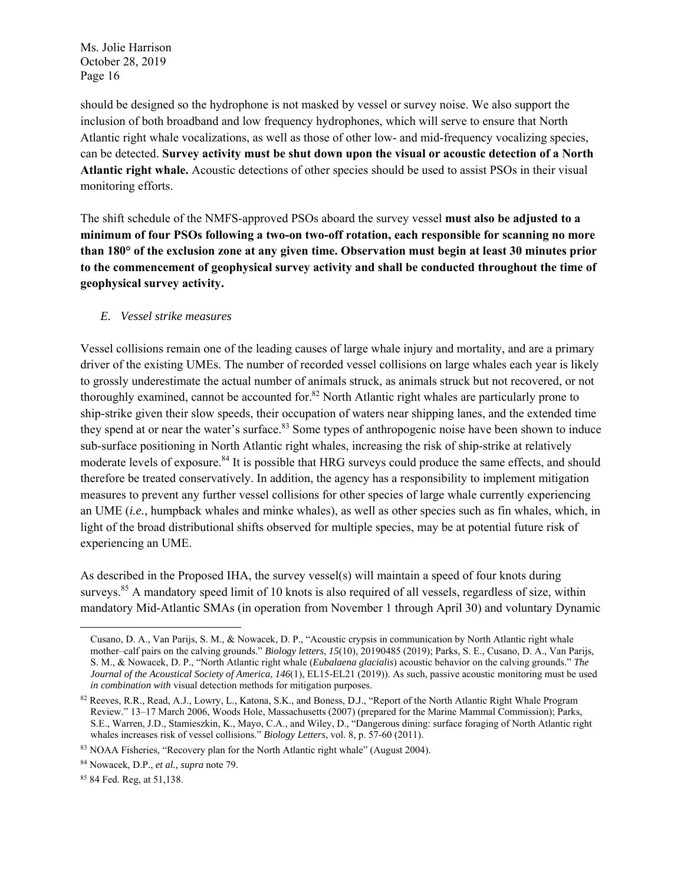should be designed so the hydrophone is not masked by vessel or survey noise. We also support the inclusion of both broadband and low frequency hydrophones, which will serve to ensure that North Atlantic right whale vocalizations, as well as those of other low- and mid-frequency vocalizing species, can be detected. **Survey activity must be shut down upon the visual or acoustic detection of a North Atlantic right whale.** Acoustic detections of other species should be used to assist PSOs in their visual monitoring efforts.

The shift schedule of the NMFS-approved PSOs aboard the survey vessel **must also be adjusted to a minimum of four PSOs following a two-on two-off rotation, each responsible for scanning no more than 180° of the exclusion zone at any given time. Observation must begin at least 30 minutes prior to the commencement of geophysical survey activity and shall be conducted throughout the time of geophysical survey activity.**

*E. Vessel strike measures*

Vessel collisions remain one of the leading causes of large whale injury and mortality, and are a primary driver of the existing UMEs. The number of recorded vessel collisions on large whales each year is likely to grossly underestimate the actual number of animals struck, as animals struck but not recovered, or not thoroughly examined, cannot be accounted for.[82] North Atlantic right whales are particularly prone to ship-strike given their slow speeds, their occupation of waters near shipping lanes, and the extended time they spend at or near the water's surface.[83] Some types of anthropogenic noise have been shown to induce sub-surface positioning in North Atlantic right whales, increasing the risk of ship-strike at relatively moderate levels of exposure.[84] It is possible that HRG surveys could produce the same effects, and should therefore be treated conservatively. In addition, the agency has a responsibility to implement mitigation measures to prevent any further vessel collisions for other species of large whale currently experiencing an UME (*i.e.*, humpback whales and minke whales), as well as other species such as fin whales, which, in light of the broad distributional shifts observed for multiple species, may be at potential future risk of experiencing an UME.

As described in the Proposed IHA, the survey vessel(s) will maintain a speed of four knots during surveys.[85] A mandatory speed limit of 10 knots is also required of all vessels, regardless of size, within mandatory Mid-Atlantic SMAs (in operation from November 1 through April 30) and voluntary Dynamic

---

Cusano, D. A., Van Parijs, S. M., & Nowacek, D. P., "Acoustic crypsis in communication by North Atlantic right whale mother–calf pairs on the calving grounds." *Biology letters*, *15*(10), 20190485 (2019); Parks, S. E., Cusano, D. A., Van Parijs, S. M., & Nowacek, D. P., "North Atlantic right whale (*Eubalaena glacialis*) acoustic behavior on the calving grounds." *The Journal of the Acoustical Society of America*, *146*(1), EL15-EL21 (2019)). As such, passive acoustic monitoring must be used *in combination with* visual detection methods for mitigation purposes.

[82] Reeves, R.R., Read, A.J., Lowry, L., Katona, S.K., and Boness, D.J., "Report of the North Atlantic Right Whale Program Review." 13–17 March 2006, Woods Hole, Massachusetts (2007) (prepared for the Marine Mammal Commission); Parks, S.E., Warren, J.D., Stamieszkin, K., Mayo, C.A., and Wiley, D., "Dangerous dining: surface foraging of North Atlantic right whales increases risk of vessel collisions." *Biology Letters*, vol. 8, p. 57-60 (2011).

[83] NOAA Fisheries, "Recovery plan for the North Atlantic right whale" (August 2004).

[84] Nowacek, D.P., *et al., supra* note 79.

[85] 84 Fed. Reg, at 51,138.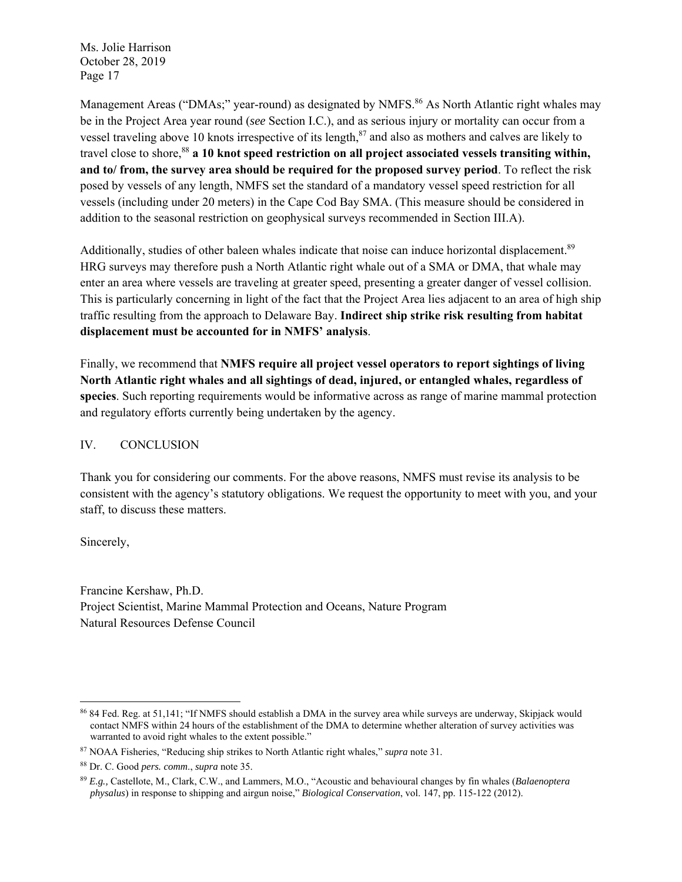Management Areas ("DMAs;" year-round) as designated by NMFS.[86] As North Atlantic right whales may be in the Project Area year round (*see* Section I.C.), and as serious injury or mortality can occur from a vessel traveling above 10 knots irrespective of its length,[87] and also as mothers and calves are likely to travel close to shore,[88] **a 10 knot speed restriction on all project associated vessels transiting within, and to/ from, the survey area should be required for the proposed survey period**. To reflect the risk posed by vessels of any length, NMFS set the standard of a mandatory vessel speed restriction for all vessels (including under 20 meters) in the Cape Cod Bay SMA. (This measure should be considered in addition to the seasonal restriction on geophysical surveys recommended in Section III.A).

Additionally, studies of other baleen whales indicate that noise can induce horizontal displacement.[89] HRG surveys may therefore push a North Atlantic right whale out of a SMA or DMA, that whale may enter an area where vessels are traveling at greater speed, presenting a greater danger of vessel collision. This is particularly concerning in light of the fact that the Project Area lies adjacent to an area of high ship traffic resulting from the approach to Delaware Bay. **Indirect ship strike risk resulting from habitat displacement must be accounted for in NMFS' analysis**.

Finally, we recommend that **NMFS require all project vessel operators to report sightings of living North Atlantic right whales and all sightings of dead, injured, or entangled whales, regardless of species**. Such reporting requirements would be informative across as range of marine mammal protection and regulatory efforts currently being undertaken by the agency.

## IV. CONCLUSION

Thank you for considering our comments. For the above reasons, NMFS must revise its analysis to be consistent with the agency's statutory obligations. We request the opportunity to meet with you, and your staff, to discuss these matters.

Sincerely,

Francine Kershaw, Ph.D.
Project Scientist, Marine Mammal Protection and Oceans, Nature Program
Natural Resources Defense Council

---

[86] 84 Fed. Reg. at 51,141; "If NMFS should establish a DMA in the survey area while surveys are underway, Skipjack would contact NMFS within 24 hours of the establishment of the DMA to determine whether alteration of survey activities was warranted to avoid right whales to the extent possible."

[87] NOAA Fisheries, "Reducing ship strikes to North Atlantic right whales," *supra* note 31.

[88] Dr. C. Good *pers. comm*., *supra* note 35.

[89] *E.g.*, Castellote, M., Clark, C.W., and Lammers, M.O., "Acoustic and behavioural changes by fin whales (*Balaenoptera physalus*) in response to shipping and airgun noise," *Biological Conservation*, vol. 147, pp. 115-122 (2012).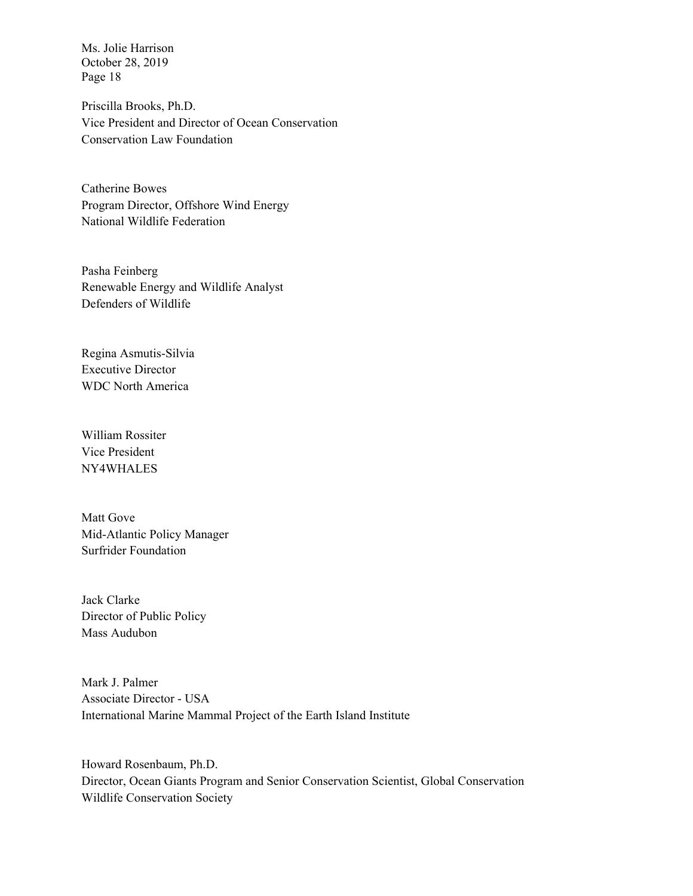Priscilla Brooks, Ph.D.
Vice President and Director of Ocean Conservation
Conservation Law Foundation

Catherine Bowes
Program Director, Offshore Wind Energy
National Wildlife Federation

Pasha Feinberg
Renewable Energy and Wildlife Analyst
Defenders of Wildlife

Regina Asmutis-Silvia
Executive Director
WDC North America

William Rossiter
Vice President
NY4WHALES

Matt Gove
Mid-Atlantic Policy Manager
Surfrider Foundation

Jack Clarke
Director of Public Policy
Mass Audubon

Mark J. Palmer
Associate Director - USA
International Marine Mammal Project of the Earth Island Institute

Howard Rosenbaum, Ph.D.
Director, Ocean Giants Program and Senior Conservation Scientist, Global Conservation
Wildlife Conservation Society